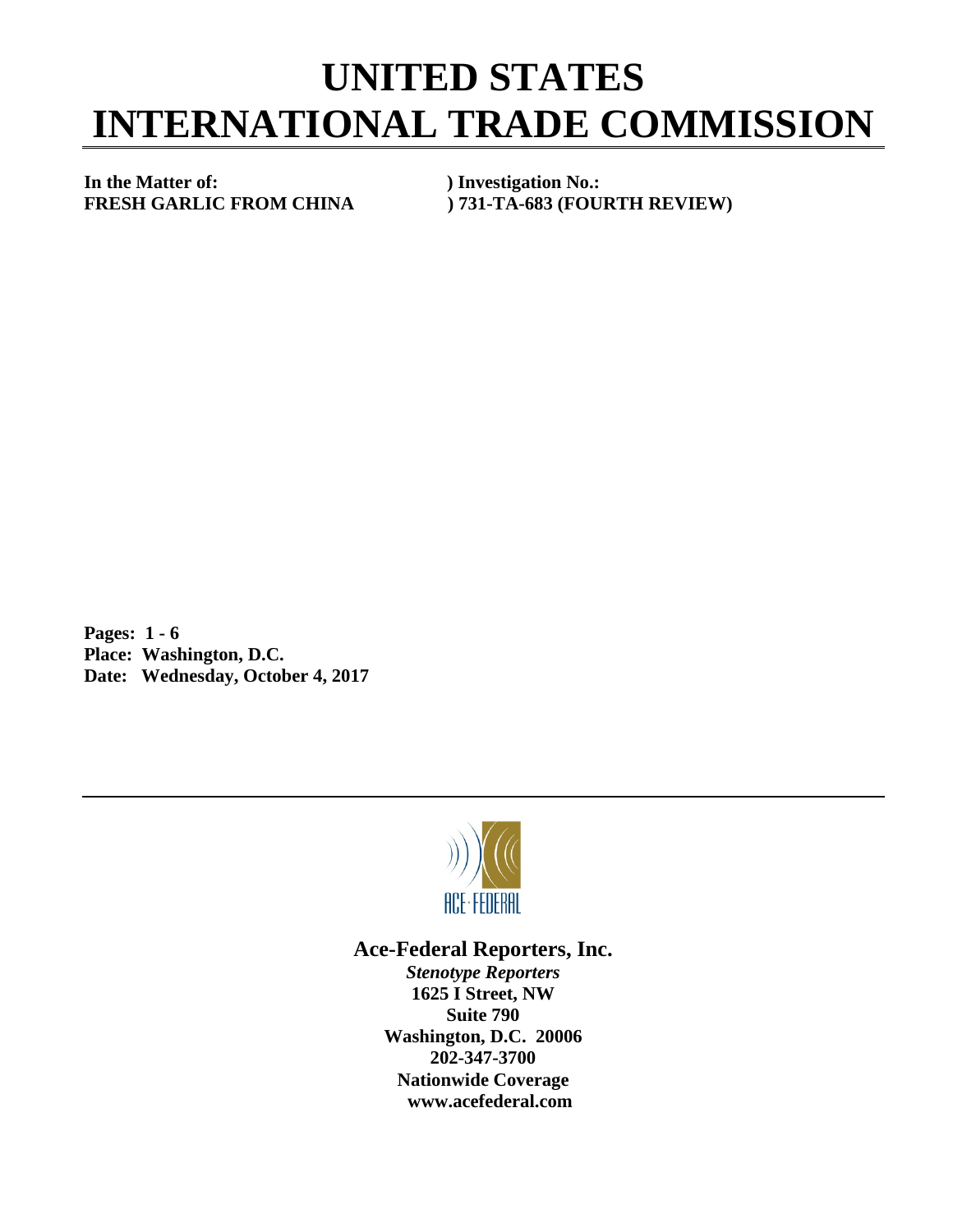# UNITED STATES INTERNATIONAL TRADE COMMISSION

| **In the Matter of:** | **) Investigation No.:** |
| --- | --- |
| **FRESH GARLIC FROM CHINA** | **) 731-TA-683 (FOURTH REVIEW)** |

**Pages: 1 - 6**
**Place: Washington, D.C.**
**Date: Wednesday, October 4, 2017**

ACE·FEDERAL

**Ace-Federal Reporters, Inc.**
***Stenotype Reporters***
**1625 I Street, NW**
**Suite 790**
**Washington, D.C. 20006**
**202-347-3700**
**Nationwide Coverage**
**www.acefederal.com**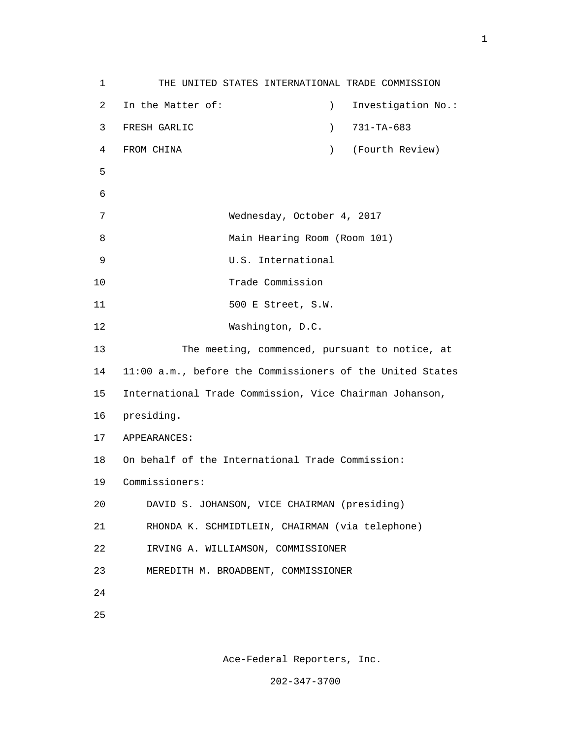THE UNITED STATES INTERNATIONAL TRADE COMMISSION

In the Matter of: ) Investigation No.:
FRESH GARLIC ) 731-TA-683
FROM CHINA ) (Fourth Review)

Wednesday, October 4, 2017
Main Hearing Room (Room 101)
U.S. International
Trade Commission
500 E Street, S.W.
Washington, D.C.

The meeting, commenced, pursuant to notice, at 11:00 a.m., before the Commissioners of the United States International Trade Commission, Vice Chairman Johanson, presiding.

APPEARANCES:

On behalf of the International Trade Commission:

Commissioners:

DAVID S. JOHANSON, VICE CHAIRMAN (presiding)
RHONDA K. SCHMIDTLEIN, CHAIRMAN (via telephone)
IRVING A. WILLIAMSON, COMMISSIONER
MEREDITH M. BROADBENT, COMMISSIONER

Ace-Federal Reporters, Inc.

202-347-3700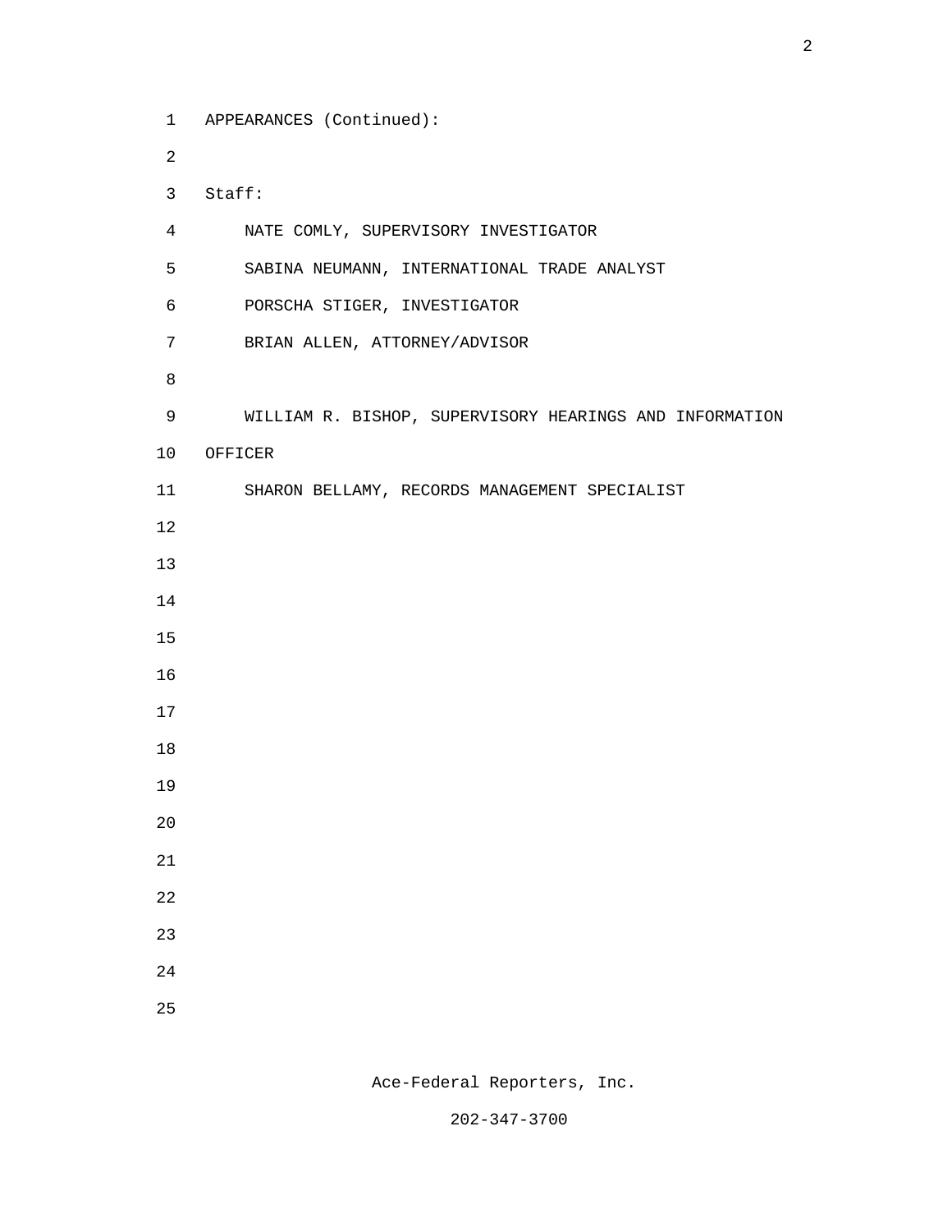APPEARANCES (Continued):

Staff:

NATE COMLY, SUPERVISORY INVESTIGATOR

SABINA NEUMANN, INTERNATIONAL TRADE ANALYST

PORSCHA STIGER, INVESTIGATOR

BRIAN ALLEN, ATTORNEY/ADVISOR

WILLIAM R. BISHOP, SUPERVISORY HEARINGS AND INFORMATION OFFICER

SHARON BELLAMY, RECORDS MANAGEMENT SPECIALIST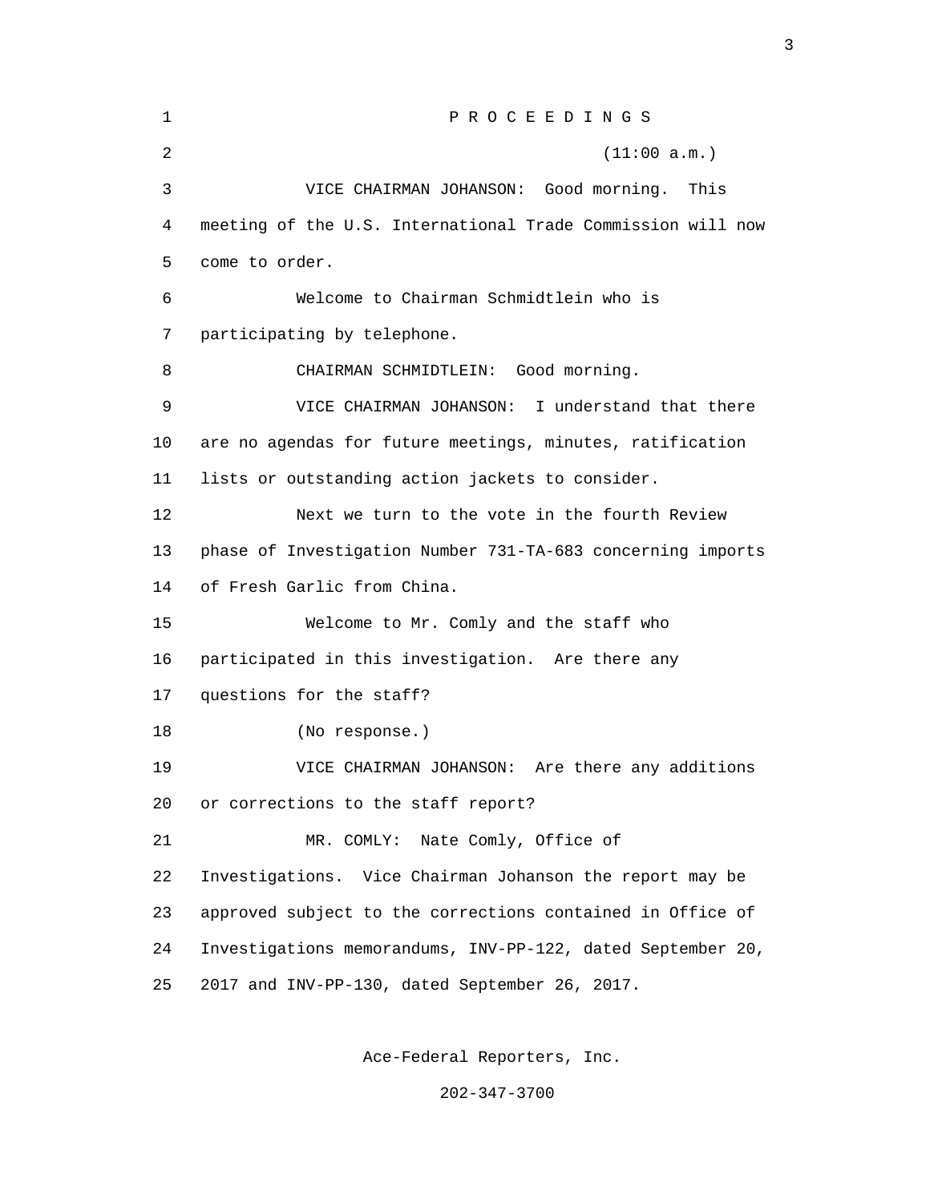P R O C E E D I N G S

(11:00 a.m.)

VICE CHAIRMAN JOHANSON: Good morning. This meeting of the U.S. International Trade Commission will now come to order.

Welcome to Chairman Schmidtlein who is participating by telephone.

CHAIRMAN SCHMIDTLEIN: Good morning.

VICE CHAIRMAN JOHANSON: I understand that there are no agendas for future meetings, minutes, ratification lists or outstanding action jackets to consider.

Next we turn to the vote in the fourth Review phase of Investigation Number 731-TA-683 concerning imports of Fresh Garlic from China.

Welcome to Mr. Comly and the staff who participated in this investigation. Are there any questions for the staff?

(No response.)

VICE CHAIRMAN JOHANSON: Are there any additions or corrections to the staff report?

MR. COMLY: Nate Comly, Office of Investigations. Vice Chairman Johanson the report may be approved subject to the corrections contained in Office of Investigations memorandums, INV-PP-122, dated September 20, 2017 and INV-PP-130, dated September 26, 2017.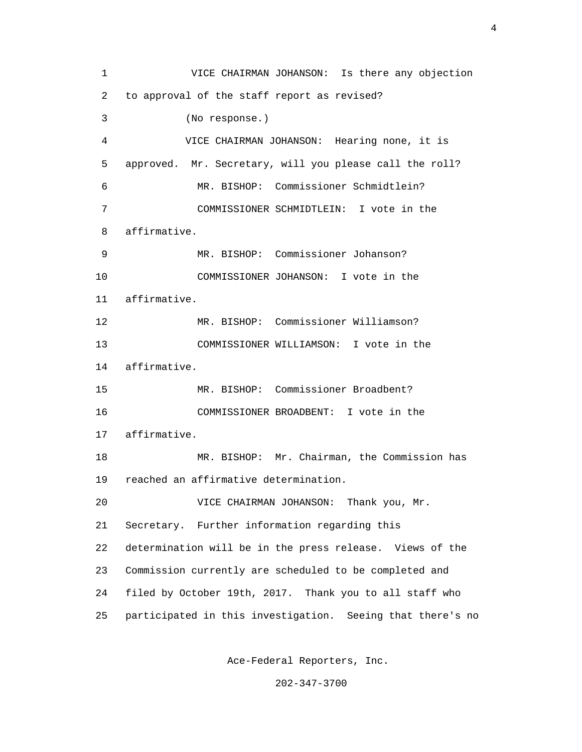VICE CHAIRMAN JOHANSON: Is there any objection to approval of the staff report as revised?

(No response.)

VICE CHAIRMAN JOHANSON: Hearing none, it is approved. Mr. Secretary, will you please call the roll?

MR. BISHOP: Commissioner Schmidtlein?

COMMISSIONER SCHMIDTLEIN: I vote in the affirmative.

MR. BISHOP: Commissioner Johanson?

COMMISSIONER JOHANSON: I vote in the affirmative.

MR. BISHOP: Commissioner Williamson?

COMMISSIONER WILLIAMSON: I vote in the affirmative.

MR. BISHOP: Commissioner Broadbent?

COMMISSIONER BROADBENT: I vote in the affirmative.

MR. BISHOP: Mr. Chairman, the Commission has reached an affirmative determination.

VICE CHAIRMAN JOHANSON: Thank you, Mr. Secretary. Further information regarding this determination will be in the press release. Views of the Commission currently are scheduled to be completed and filed by October 19th, 2017. Thank you to all staff who participated in this investigation. Seeing that there's no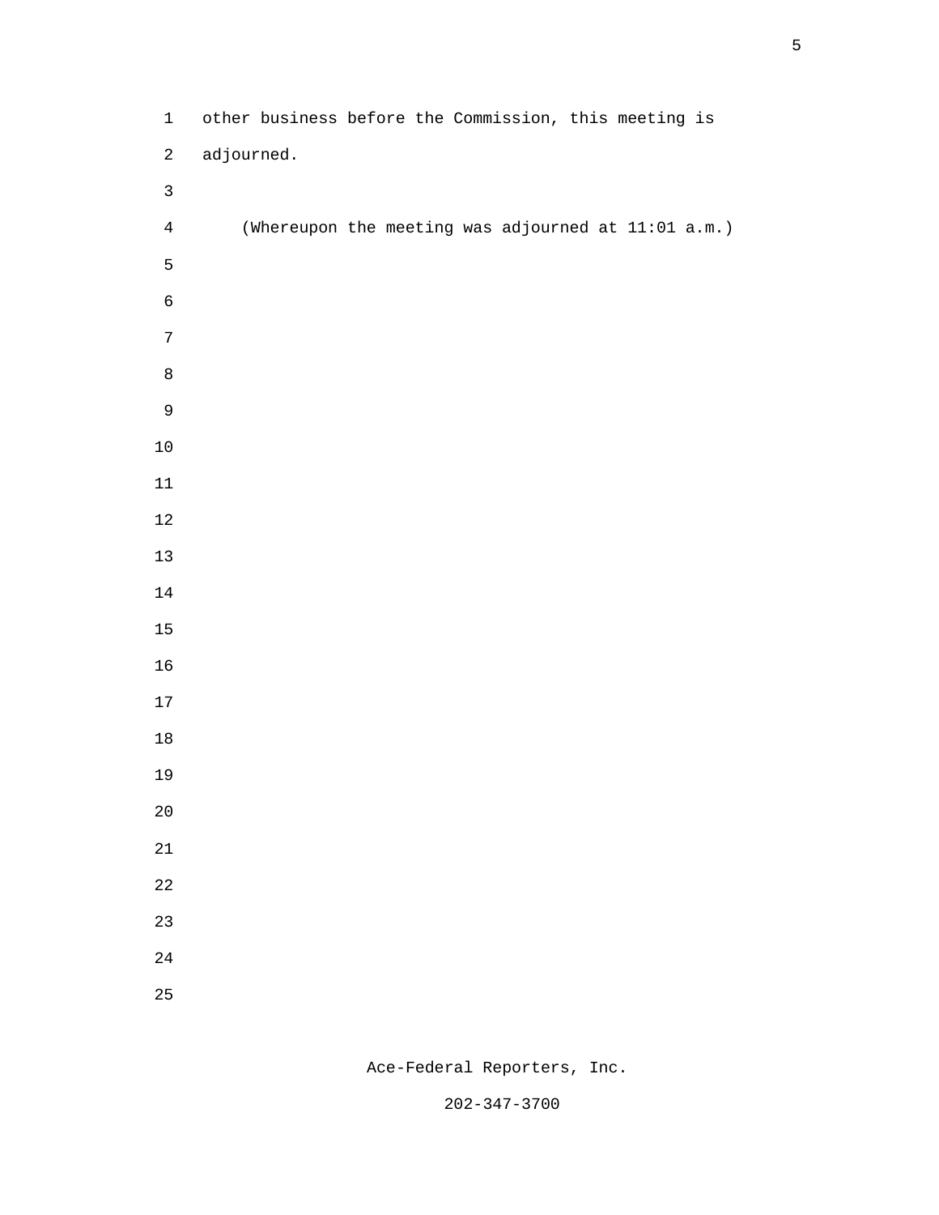other business before the Commission, this meeting is adjourned.

(Whereupon the meeting was adjourned at 11:01 a.m.)

Ace-Federal Reporters, Inc.

202-347-3700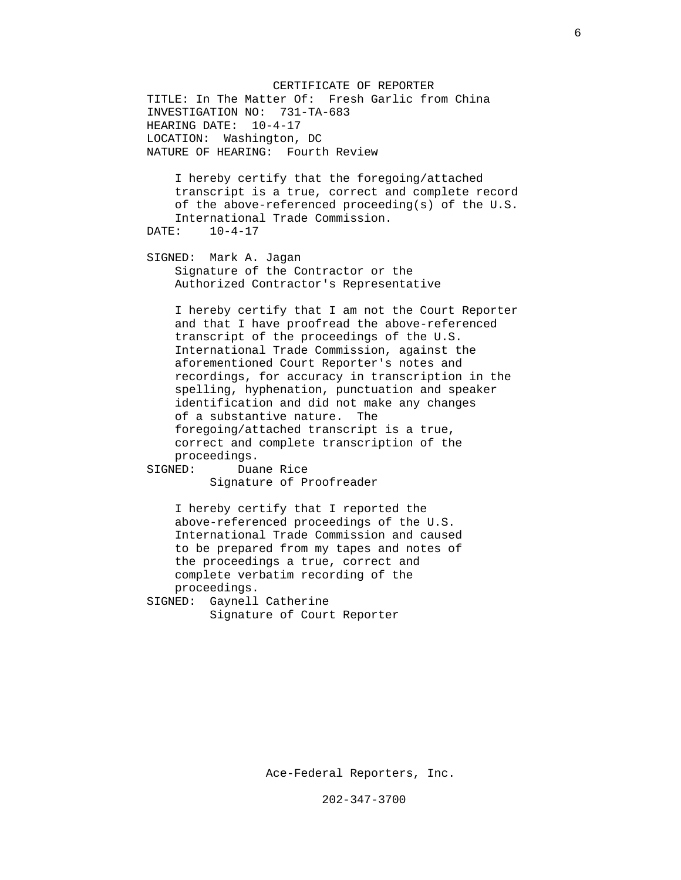# CERTIFICATE OF REPORTER

TITLE: In The Matter Of: Fresh Garlic from China
INVESTIGATION NO: 731-TA-683
HEARING DATE: 10-4-17
LOCATION: Washington, DC
NATURE OF HEARING: Fourth Review

I hereby certify that the foregoing/attached transcript is a true, correct and complete record of the above-referenced proceeding(s) of the U.S. International Trade Commission.

DATE: 10-4-17

SIGNED: Mark A. Jagan
Signature of the Contractor or the Authorized Contractor's Representative

I hereby certify that I am not the Court Reporter and that I have proofread the above-referenced transcript of the proceedings of the U.S. International Trade Commission, against the aforementioned Court Reporter's notes and recordings, for accuracy in transcription in the spelling, hyphenation, punctuation and speaker identification and did not make any changes of a substantive nature. The foregoing/attached transcript is a true, correct and complete transcription of the proceedings.

SIGNED: Duane Rice
Signature of Proofreader

I hereby certify that I reported the above-referenced proceedings of the U.S. International Trade Commission and caused to be prepared from my tapes and notes of the proceedings a true, correct and complete verbatim recording of the proceedings.

SIGNED: Gaynell Catherine
Signature of Court Reporter